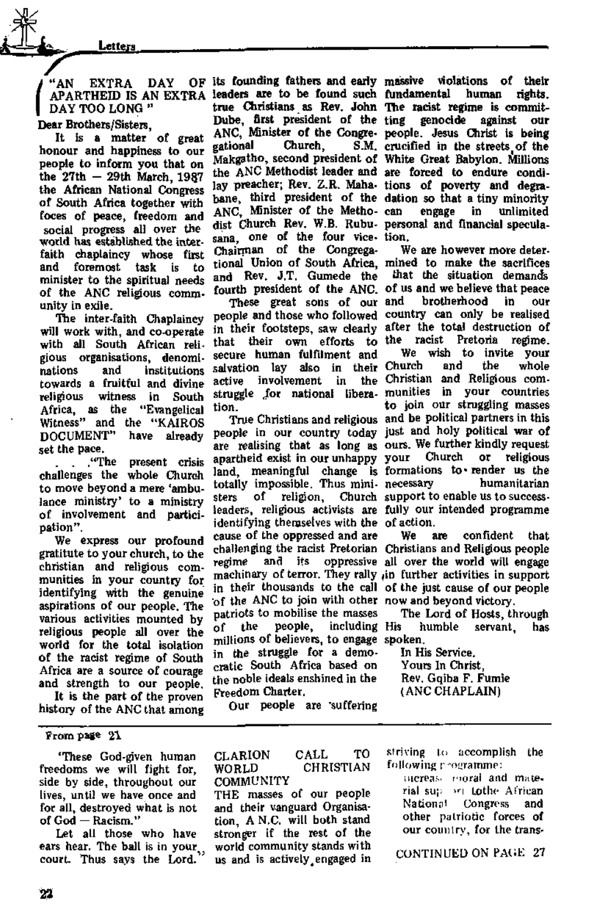## "AN EXTRA DAY OF APARTHEID IS AN EXTRA DAY TOO LONG"

Dear Brothers/Sisters,

It is a matter of great honour and happiness to our people to inform you that on the 27th — 29th March, 1987 the African National Congress of South Africa together with foces of peace, freedom and social progress all over the world has established the inter-faith chaplaincy whose first and foremost task is to minister to the spiritual needs of the ANC religious community in exile.

The inter-faith Chaplaincy will work with, and co-operate with all South African religious organisations, denominations and institutions towards a fruitful and divine religious witness in South Africa, as the "Evangelical Witness" and the "KAIROS DOCUMENT" have already set the pace.

. . ."The present crisis challenges the whole Church to move beyond a mere 'ambulance ministry' to a ministry of involvement and participation".

We express our profound gratitude to your church, to the christian and religious communities in your country for identifying with the genuine aspirations of our people. The various activities mounted by religious people all over the world for the total isolation of the racist regime of South Africa are a source of courage and strength to our people.

It is the part of the proven history of the ANC that among its founding fathers and early leaders are to be found such true Christians as Rev. John Dube, first president of the ANC, Minister of the Congregational Church, S.M. Makgatho, second president of the ANC Methodist leader and lay preacher; Rev. Z.R. Mahabane, third president of the ANC, Minister of the Methodist Church Rev. W.B. Rubusana, one of the four vice-Chairman of the Congregational Union of South Africa, and Rev. J.T. Gumede the fourth president of the ANC.

These great sons of our people and those who followed in their footsteps, saw clearly that their own efforts to secure human fulfilment and salvation lay also in their active involvement in the struggle for national liberation.

True Christians and religious people in our country today are realising that as long as apartheid exist in our unhappy land, meaningful change is totally impossible. Thus ministers of religion, Church leaders, religious activists are identifying themselves with the cause of the oppressed and are challenging the racist Pretorian regime and its oppressive machinary of terror. They rally in their thousands to the call of the ANC to join with other patriots to mobilise the masses of the people, including millions of believers, to engage in the struggle for a democratic South Africa based on the noble ideals enshined in the Freedom Charter.

Our people are suffering massive violations of their fundamental human rights. The racist regime is committing genocide against our people. Jesus Christ is being crucified in the streets of the White Great Babylon. Millions are forced to endure conditions of poverty and degradation so that a tiny minority can engage in unlimited personal and financial speculation.

We are however more determined to make the sacrifices that the situation demands of us and we believe that peace and brotherhood in our country can only be realised after the total destruction of the racist Pretoria regime.

We wish to invite your Church and the whole Christian and Religious communities in your countries to join our struggling masses and be political partners in this just and holy political war of ours. We further kindly request your Church or religious formations to render us the necessary humanitarian support to enable us to successfully our intended programme of action.

We are confident that Christians and Religious people all over the world will engage in further activities in support of the just cause of our people now and beyond victory.

The Lord of Hosts, through His humble servant, has spoken.

In His Service.
Yours In Christ,
Rev. Gqiba F. Fumie
(ANC CHAPLAIN)

---

From page 21

'These God-given human freedoms we will fight for, side by side, throughout our lives, until we have once and for all, destroyed what is not of God — Racism."

Let all those who have ears hear. The ball is in your court. Thus says the Lord."

CLARION CALL TO WORLD CHRISTIAN COMMUNITY

THE masses of our people and their vanguard Organisation, A N.C. will both stand stronger if the rest of the world community stands with us and is actively engaged in striving to accomplish the following programme:

increase moral and material support tothe African National Congress and other patriotic forces of our country, for the trans-

CONTINUED ON PAGE 27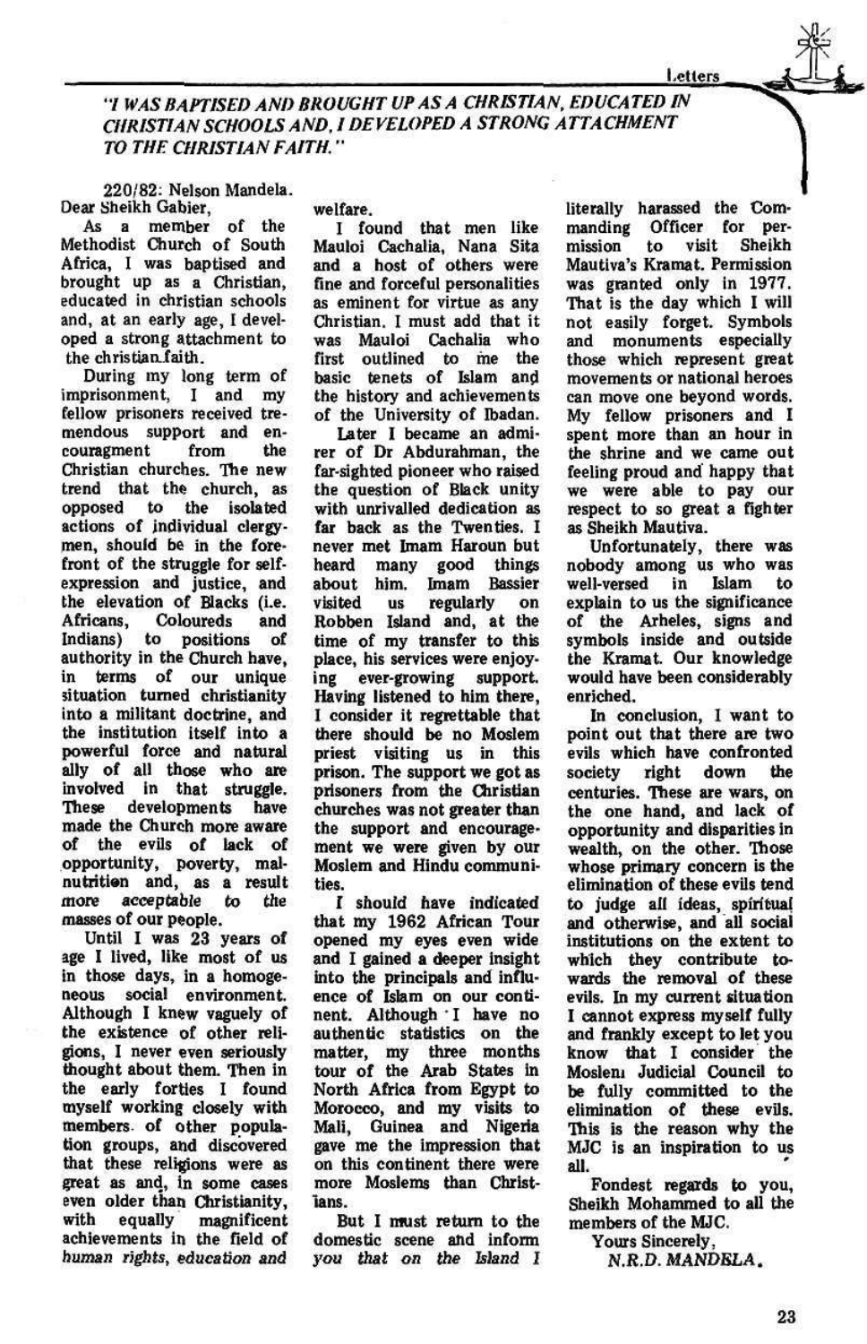*"I WAS BAPTISED AND BROUGHT UP AS A CHRISTIAN, EDUCATED IN CHRISTIAN SCHOOLS AND, I DEVELOPED A STRONG ATTACHMENT TO THE CHRISTIAN FAITH."*

220/82: Nelson Mandela.

Dear Sheikh Gabier,

As a member of the Methodist Church of South Africa, I was baptised and brought up as a Christian, educated in christian schools and, at an early age, I developed a strong attachment to the christian faith.

During my long term of imprisonment, I and my fellow prisoners received tremendous support and encouragment from the Christian churches. The new trend that the church, as opposed to the isolated actions of individual clergymen, should be in the forefront of the struggle for self-expression and justice, and the elevation of Blacks (i.e. Africans, Coloureds and Indians) to positions of authority in the Church have, in terms of our unique situation turned christianity into a militant doctrine, and the institution itself into a powerful force and natural ally of all those who are involved in that struggle. These developments have made the Church more aware of the evils of lack of opportunity, poverty, malnutrition and, as a result more *acceptable to the* masses of our people.

Until I was 23 years of age I lived, like most of us in those days, in a homogeneous social environment. Although I knew vaguely of the existence of other religions, I never even seriously thought about them. Then in the early forties I found myself working closely with members of other population groups, and discovered that these religions were as great as and, in some cases even older than Christianity, with equally magnificent achievements in the field of *human rights, education and* welfare.

I found that men like Mauloi Cachalia, Nana Sita and a host of others were fine and forceful personalities as eminent for virtue as any Christian. I must add that it was Mauloi Cachalia who first outlined to me the basic tenets of Islam and the history and achievements of the University of Ibadan.

Later I became an admirer of Dr Abdurahman, the far-sighted pioneer who raised the question of Black unity with unrivalled dedication as far back as the Twenties. I never met Imam Haroun but heard many good things about him. Imam Bassier visited us regularly on Robben Island and, at the time of my transfer to this place, his services were enjoying ever-growing support. Having listened to him there, I consider it regrettable that there should be no Moslem priest visiting us in this prison. The support we got as prisoners from the Christian churches was not greater than the support and encouragement we were given by our Moslem and Hindu communities.

I should have indicated that my 1962 African Tour opened my eyes even wide and I gained a deeper insight into the principals and influence of Islam on our continent. Although I have no authentic statistics on the matter, my three months tour of the Arab States in North Africa from Egypt to Morocco, and my visits to Mali, Guinea and Nigeria gave me the impression that on this continent there were more Moslems than Christians.

But I must return to the domestic scene and inform *you that on the Island I* literally harassed the Commanding Officer for permission to visit Sheikh Mautiva's Kramat. Permission was granted only in 1977. That is the day which I will not easily forget. Symbols and monuments especially those which represent great movements or national heroes can move one beyond words. My fellow prisoners and I spent more than an hour in the shrine and we came out feeling proud and happy that we were able to pay our respect to so great a fighter as Sheikh Mautiva.

Unfortunately, there was nobody among us who was well-versed in Islam to explain to us the significance of the Arheles, signs and symbols inside and outside the Kramat. Our knowledge would have been considerably enriched.

In conclusion, I want to point out that there are two evils which have confronted society right down the centuries. These are wars, on the one hand, and lack of opportunity and disparities in wealth, on the other. Those whose primary concern is the elimination of these evils tend to judge all ideas, spiritual and otherwise, and all social institutions on the extent to which they contribute towards the removal of these evils. In my current situation I cannot express myself fully and frankly except to let you know that I consider the Moslem Judicial Council to be fully committed to the elimination of these evils. This is the reason why the MJC is an inspiration to us all.

Fondest regards to you, Sheikh Mohammed to all the members of the MJC.

Yours Sincerely,

*N.R.D. MANDELA.*